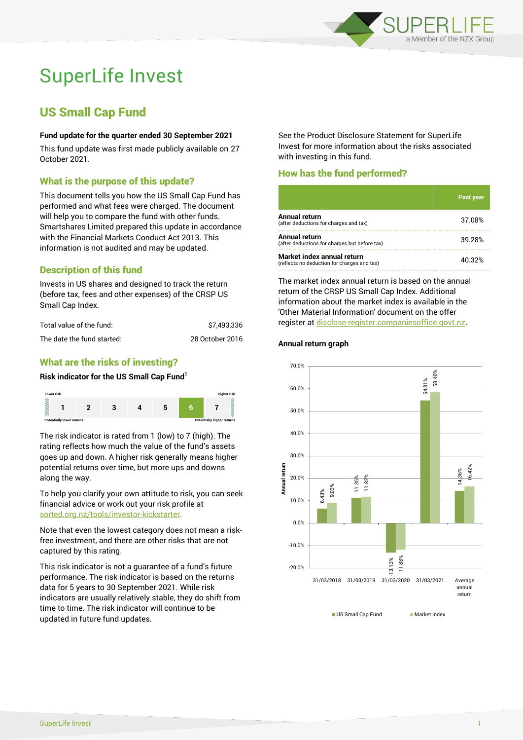# SuperLife Invest

## US Small Cap Fund

**Fund update for the quarter ended 30 September 2021**

This fund update was first made publicly available on 27 October 2021.

### What is the purpose of this update?

This document tells you how the US Small Cap Fund has performed and what fees were charged. The document will help you to compare the fund with other funds. Smartshares Limited prepared this update in accordance with the Financial Markets Conduct Act 2013. This information is not audited and may be updated.

### Description of this fund

Invests in US shares and designed to track the return (before tax, fees and other expenses) of the CRSP US Small Cap Index.

| | |
|---|---|
| Total value of the fund: | $7,493,336 |
| The date the fund started: | 28 October 2016 |

### What are the risks of investing?

**Risk indicator for the US Small Cap Fund[1]**

| Lower risk | | | | | | Higher risk |
|---|---|---|---|---|---|---|
| 1 | 2 | 3 | 4 | 5 | **6** | 7 |
| Potentially lower returns | | | | | | Potentially higher returns |

The risk indicator is rated from 1 (low) to 7 (high). The rating reflects how much the value of the fund's assets goes up and down. A higher risk generally means higher potential returns over time, but more ups and downs along the way.

To help you clarify your own attitude to risk, you can seek financial advice or work out your risk profile at sorted.org.nz/tools/investor-kickstarter.

Note that even the lowest category does not mean a risk-free investment, and there are other risks that are not captured by this rating.

This risk indicator is not a guarantee of a fund's future performance. The risk indicator is based on the returns data for 5 years to 30 September 2021. While risk indicators are usually relatively stable, they do shift from time to time. The risk indicator will continue to be updated in future fund updates.

See the Product Disclosure Statement for SuperLife Invest for more information about the risks associated with investing in this fund.

### How has the fund performed?

| | Past year |
|---|---|
| **Annual return** (after deductions for charges and tax) | 37.08% |
| **Annual return** (after deductions for charges but before tax) | 39.28% |
| **Market index annual return** (reflects no deduction for charges and tax) | 40.32% |

The market index annual return is based on the annual return of the CRSP US Small Cap Index. Additional information about the market index is available in the 'Other Material Information' document on the offer register at disclose-register.companiesoffice.govt.nz.

**Annual return graph**

| | US Small Cap Fund | Market index |
|---|---|---|
| 31/03/2018 | 6.43% | 9.03% |
| 31/03/2019 | 11.35% | 11.82% |
| 31/03/2020 | -13.13% | -11.88% |
| 31/03/2021 | 54.81% | 58.40% |
| Average annual return | 14.36% | 16.42% |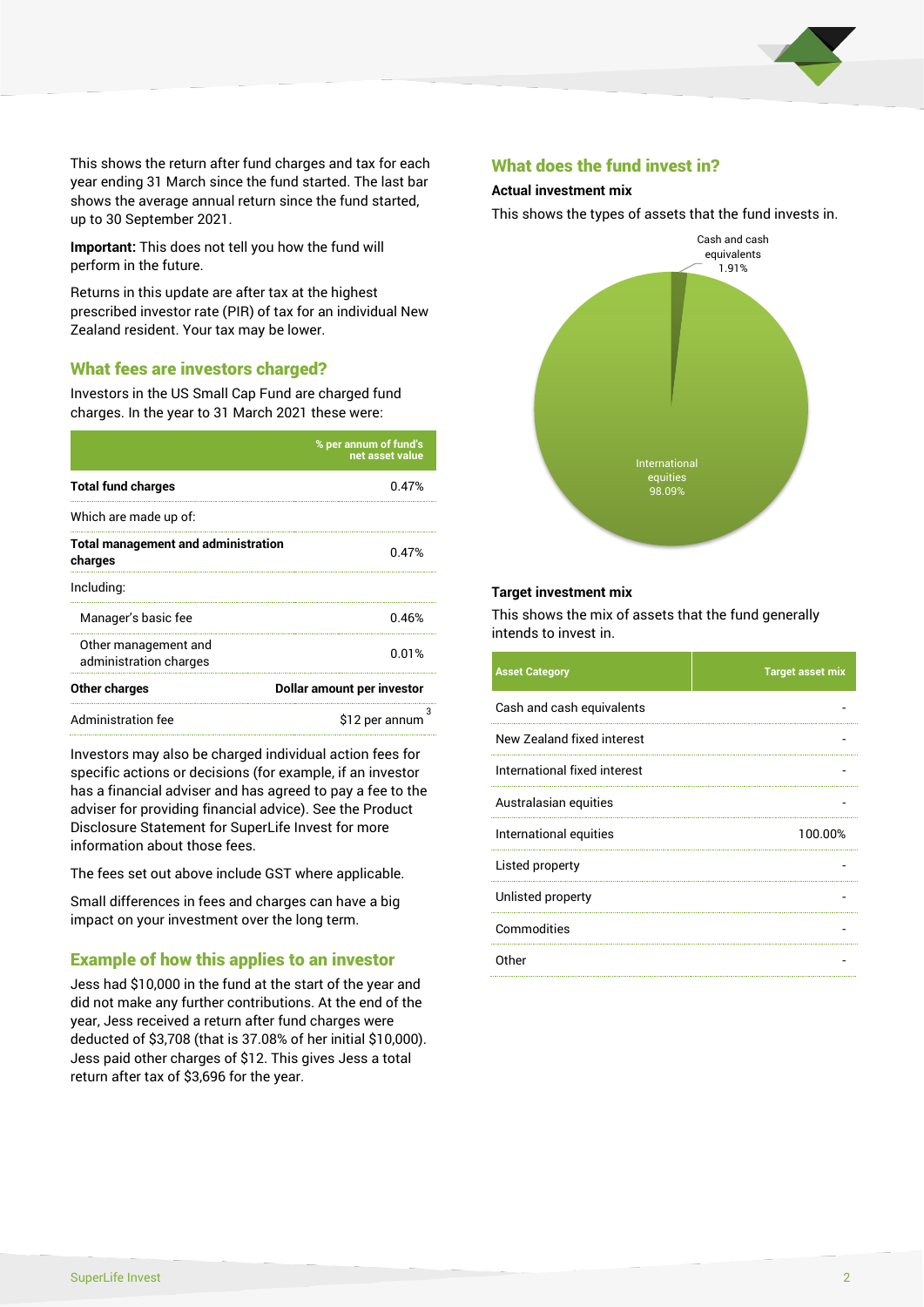This shows the return after fund charges and tax for each year ending 31 March since the fund started. The last bar shows the average annual return since the fund started, up to 30 September 2021.

**Important:** This does not tell you how the fund will perform in the future.

Returns in this update are after tax at the highest prescribed investor rate (PIR) of tax for an individual New Zealand resident. Your tax may be lower.

## What fees are investors charged?

Investors in the US Small Cap Fund are charged fund charges. In the year to 31 March 2021 these were:

| | % per annum of fund's net asset value |
|---|---|
| **Total fund charges** | 0.47% |
| Which are made up of: | |
| **Total management and administration charges** | 0.47% |
| Including: | |
| Manager's basic fee | 0.46% |
| Other management and administration charges | 0.01% |
| **Other charges** | **Dollar amount per investor** |
| Administration fee | $12 per annum[3] |

Investors may also be charged individual action fees for specific actions or decisions (for example, if an investor has a financial adviser and has agreed to pay a fee to the adviser for providing financial advice). See the Product Disclosure Statement for SuperLife Invest for more information about those fees.

The fees set out above include GST where applicable.

Small differences in fees and charges can have a big impact on your investment over the long term.

## Example of how this applies to an investor

Jess had $10,000 in the fund at the start of the year and did not make any further contributions. At the end of the year, Jess received a return after fund charges were deducted of $3,708 (that is 37.08% of her initial $10,000). Jess paid other charges of $12. This gives Jess a total return after tax of $3,696 for the year.

## What does the fund invest in?

### Actual investment mix

This shows the types of assets that the fund invests in.

| Asset | Percentage |
|---|---|
| Cash and cash equivalents | 1.91% |
| International equities | 98.09% |

### Target investment mix

This shows the mix of assets that the fund generally intends to invest in.

| Asset Category | Target asset mix |
|---|---|
| Cash and cash equivalents | - |
| New Zealand fixed interest | - |
| International fixed interest | - |
| Australasian equities | - |
| International equities | 100.00% |
| Listed property | - |
| Unlisted property | - |
| Commodities | - |
| Other | - |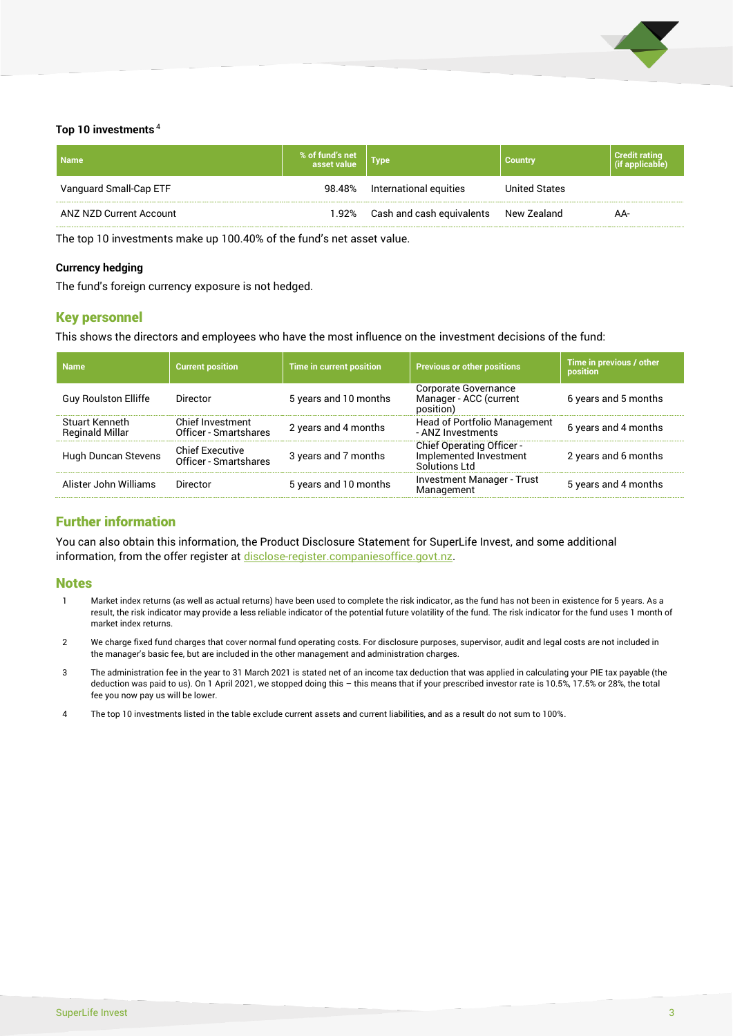### Top 10 investments[4]

| Name | % of fund's net asset value | Type | Country | Credit rating (if applicable) |
|---|---|---|---|---|
| Vanguard Small-Cap ETF | 98.48% | International equities | United States | |
| ANZ NZD Current Account | 1.92% | Cash and cash equivalents | New Zealand | AA- |

The top 10 investments make up 100.40% of the fund's net asset value.

### Currency hedging

The fund's foreign currency exposure is not hedged.

## Key personnel

This shows the directors and employees who have the most influence on the investment decisions of the fund:

| Name | Current position | Time in current position | Previous or other positions | Time in previous / other position |
|---|---|---|---|---|
| Guy Roulston Elliffe | Director | 5 years and 10 months | Corporate Governance Manager - ACC (current position) | 6 years and 5 months |
| Stuart Kenneth Reginald Millar | Chief Investment Officer - Smartshares | 2 years and 4 months | Head of Portfolio Management - ANZ Investments | 6 years and 4 months |
| Hugh Duncan Stevens | Chief Executive Officer - Smartshares | 3 years and 7 months | Chief Operating Officer - Implemented Investment Solutions Ltd | 2 years and 6 months |
| Alister John Williams | Director | 5 years and 10 months | Investment Manager - Trust Management | 5 years and 4 months |

## Further information

You can also obtain this information, the Product Disclosure Statement for SuperLife Invest, and some additional information, from the offer register at disclose-register.companiesoffice.govt.nz.

## Notes

1. Market index returns (as well as actual returns) have been used to complete the risk indicator, as the fund has not been in existence for 5 years. As a result, the risk indicator may provide a less reliable indicator of the potential future volatility of the fund. The risk indicator for the fund uses 1 month of market index returns.
2. We charge fixed fund charges that cover normal fund operating costs. For disclosure purposes, supervisor, audit and legal costs are not included in the manager's basic fee, but are included in the other management and administration charges.
3. The administration fee in the year to 31 March 2021 is stated net of an income tax deduction that was applied in calculating your PIE tax payable (the deduction was paid to us). On 1 April 2021, we stopped doing this – this means that if your prescribed investor rate is 10.5%, 17.5% or 28%, the total fee you now pay us will be lower.
4. The top 10 investments listed in the table exclude current assets and current liabilities, and as a result do not sum to 100%.